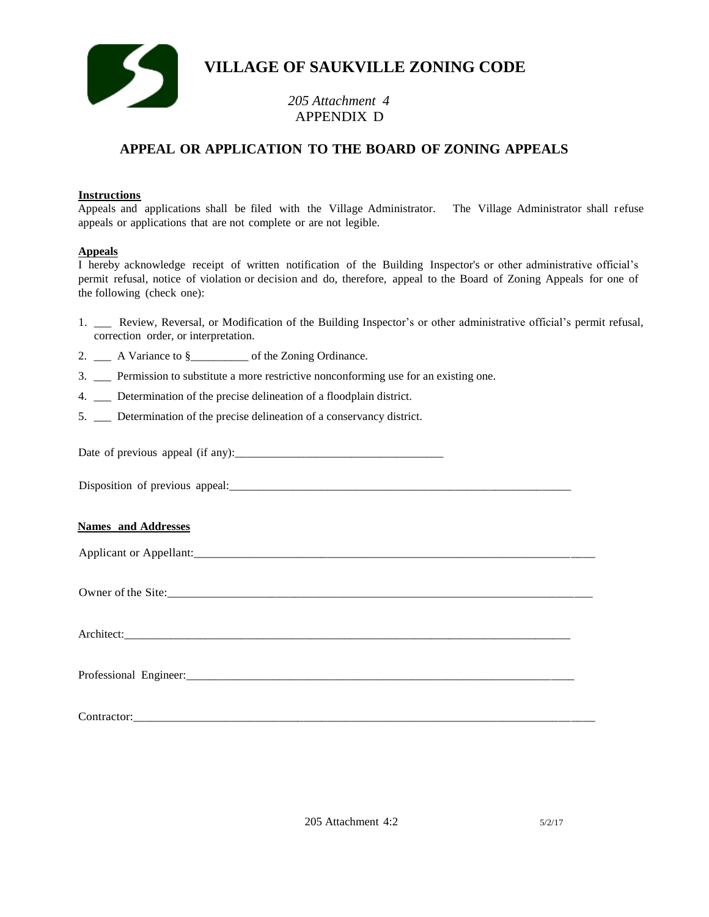# VILLAGE OF SAUKVILLE ZONING CODE

*205 Attachment 4*
APPENDIX D

## APPEAL OR APPLICATION TO THE BOARD OF ZONING APPEALS

**Instructions**

Appeals and applications shall be filed with the Village Administrator. The Village Administrator shall refuse appeals or applications that are not complete or are not legible.

**Appeals**

I hereby acknowledge receipt of written notification of the Building Inspector's or other administrative official's permit refusal, notice of violation or decision and do, therefore, appeal to the Board of Zoning Appeals for one of the following (check one):

1. ___ Review, Reversal, or Modification of the Building Inspector's or other administrative official's permit refusal, correction order, or interpretation.
2. ___ A Variance to §__________ of the Zoning Ordinance.
3. ___ Permission to substitute a more restrictive nonconforming use for an existing one.
4. ___ Determination of the precise delineation of a floodplain district.
5. ___ Determination of the precise delineation of a conservancy district.

Date of previous appeal (if any):___________________________________

Disposition of previous appeal:__________________________________________________________

**Names and Addresses**

Applicant or Appellant:__________________________________________________________________

Owner of the Site:______________________________________________________________________

Architect:_____________________________________________________________________________

Professional Engineer:___________________________________________________________________

Contractor:____________________________________________________________________________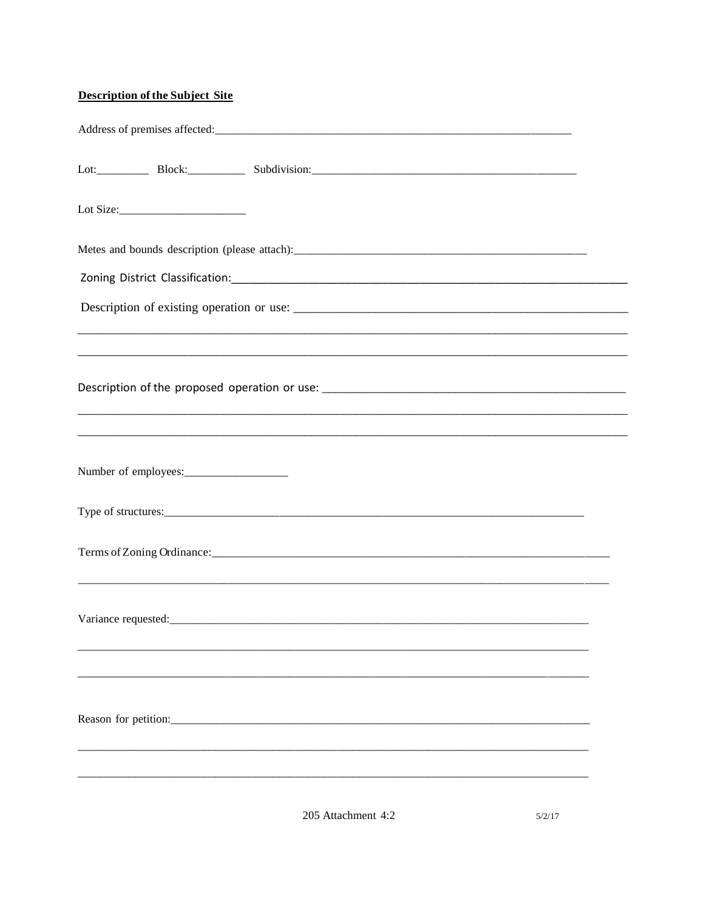**Description of the Subject Site**

Address of premises affected:\_\_\_\_\_\_\_\_\_\_\_\_\_\_\_\_\_\_\_\_\_\_\_\_\_\_\_\_\_\_\_\_\_\_\_\_\_\_\_\_\_\_\_\_\_\_\_\_\_\_\_\_\_\_\_\_

Lot:\_\_\_\_\_\_\_\_\_ Block:\_\_\_\_\_\_\_\_\_\_ Subdivision:\_\_\_\_\_\_\_\_\_\_\_\_\_\_\_\_\_\_\_\_\_\_\_\_\_\_\_\_\_\_\_\_\_\_\_\_\_\_\_\_\_\_\_\_

Lot Size:\_\_\_\_\_\_\_\_\_\_\_\_\_\_\_\_\_\_\_\_\_\_

Metes and bounds description (please attach):\_\_\_\_\_\_\_\_\_\_\_\_\_\_\_\_\_\_\_\_\_\_\_\_\_\_\_\_\_\_\_\_\_\_\_\_\_\_\_\_\_\_\_\_

Zoning District Classification:\_\_\_\_\_\_\_\_\_\_\_\_\_\_\_\_\_\_\_\_\_\_\_\_\_\_\_\_\_\_\_\_\_\_\_\_\_\_\_\_\_\_\_\_\_\_\_\_\_\_\_\_\_\_\_\_\_\_

Description of existing operation or use: \_\_\_\_\_\_\_\_\_\_\_\_\_\_\_\_\_\_\_\_\_\_\_\_\_\_\_\_\_\_\_\_\_\_\_\_\_\_\_\_\_\_\_\_\_\_\_\_\_\_

\_\_\_\_\_\_\_\_\_\_\_\_\_\_\_\_\_\_\_\_\_\_\_\_\_\_\_\_\_\_\_\_\_\_\_\_\_\_\_\_\_\_\_\_\_\_\_\_\_\_\_\_\_\_\_\_\_\_\_\_\_\_\_\_\_\_\_\_\_\_\_\_\_\_\_\_\_\_\_\_\_\_\_\_\_\_\_\_

\_\_\_\_\_\_\_\_\_\_\_\_\_\_\_\_\_\_\_\_\_\_\_\_\_\_\_\_\_\_\_\_\_\_\_\_\_\_\_\_\_\_\_\_\_\_\_\_\_\_\_\_\_\_\_\_\_\_\_\_\_\_\_\_\_\_\_\_\_\_\_\_\_\_\_\_\_\_\_\_\_\_\_\_\_\_\_\_

Description of the proposed operation or use: \_\_\_\_\_\_\_\_\_\_\_\_\_\_\_\_\_\_\_\_\_\_\_\_\_\_\_\_\_\_\_\_\_\_\_\_\_\_\_\_\_\_\_\_\_\_

\_\_\_\_\_\_\_\_\_\_\_\_\_\_\_\_\_\_\_\_\_\_\_\_\_\_\_\_\_\_\_\_\_\_\_\_\_\_\_\_\_\_\_\_\_\_\_\_\_\_\_\_\_\_\_\_\_\_\_\_\_\_\_\_\_\_\_\_\_\_\_\_\_\_\_\_\_\_\_\_\_\_\_\_\_\_\_\_

\_\_\_\_\_\_\_\_\_\_\_\_\_\_\_\_\_\_\_\_\_\_\_\_\_\_\_\_\_\_\_\_\_\_\_\_\_\_\_\_\_\_\_\_\_\_\_\_\_\_\_\_\_\_\_\_\_\_\_\_\_\_\_\_\_\_\_\_\_\_\_\_\_\_\_\_\_\_\_\_\_\_\_\_\_\_\_\_

Number of employees:\_\_\_\_\_\_\_\_\_\_\_\_\_\_\_\_\_\_

Type of structures:\_\_\_\_\_\_\_\_\_\_\_\_\_\_\_\_\_\_\_\_\_\_\_\_\_\_\_\_\_\_\_\_\_\_\_\_\_\_\_\_\_\_\_\_\_\_\_\_\_\_\_\_\_\_\_\_\_\_\_\_\_\_\_\_\_\_\_

Terms of Zoning Ordinance:\_\_\_\_\_\_\_\_\_\_\_\_\_\_\_\_\_\_\_\_\_\_\_\_\_\_\_\_\_\_\_\_\_\_\_\_\_\_\_\_\_\_\_\_\_\_\_\_\_\_\_\_\_\_\_\_\_\_\_\_\_\_\_

\_\_\_\_\_\_\_\_\_\_\_\_\_\_\_\_\_\_\_\_\_\_\_\_\_\_\_\_\_\_\_\_\_\_\_\_\_\_\_\_\_\_\_\_\_\_\_\_\_\_\_\_\_\_\_\_\_\_\_\_\_\_\_\_\_\_\_\_\_\_\_\_\_\_\_\_\_\_\_\_\_\_\_\_\_\_

Variance requested:\_\_\_\_\_\_\_\_\_\_\_\_\_\_\_\_\_\_\_\_\_\_\_\_\_\_\_\_\_\_\_\_\_\_\_\_\_\_\_\_\_\_\_\_\_\_\_\_\_\_\_\_\_\_\_\_\_\_\_\_\_\_\_\_\_

\_\_\_\_\_\_\_\_\_\_\_\_\_\_\_\_\_\_\_\_\_\_\_\_\_\_\_\_\_\_\_\_\_\_\_\_\_\_\_\_\_\_\_\_\_\_\_\_\_\_\_\_\_\_\_\_\_\_\_\_\_\_\_\_\_\_\_\_\_\_\_\_\_\_\_\_\_\_\_\_\_\_\_\_

\_\_\_\_\_\_\_\_\_\_\_\_\_\_\_\_\_\_\_\_\_\_\_\_\_\_\_\_\_\_\_\_\_\_\_\_\_\_\_\_\_\_\_\_\_\_\_\_\_\_\_\_\_\_\_\_\_\_\_\_\_\_\_\_\_\_\_\_\_\_\_\_\_\_\_\_\_\_\_\_\_\_\_\_

Reason for petition:\_\_\_\_\_\_\_\_\_\_\_\_\_\_\_\_\_\_\_\_\_\_\_\_\_\_\_\_\_\_\_\_\_\_\_\_\_\_\_\_\_\_\_\_\_\_\_\_\_\_\_\_\_\_\_\_\_\_\_\_\_\_\_\_\_

\_\_\_\_\_\_\_\_\_\_\_\_\_\_\_\_\_\_\_\_\_\_\_\_\_\_\_\_\_\_\_\_\_\_\_\_\_\_\_\_\_\_\_\_\_\_\_\_\_\_\_\_\_\_\_\_\_\_\_\_\_\_\_\_\_\_\_\_\_\_\_\_\_\_\_\_\_\_\_\_\_\_\_\_

\_\_\_\_\_\_\_\_\_\_\_\_\_\_\_\_\_\_\_\_\_\_\_\_\_\_\_\_\_\_\_\_\_\_\_\_\_\_\_\_\_\_\_\_\_\_\_\_\_\_\_\_\_\_\_\_\_\_\_\_\_\_\_\_\_\_\_\_\_\_\_\_\_\_\_\_\_\_\_\_\_\_\_\_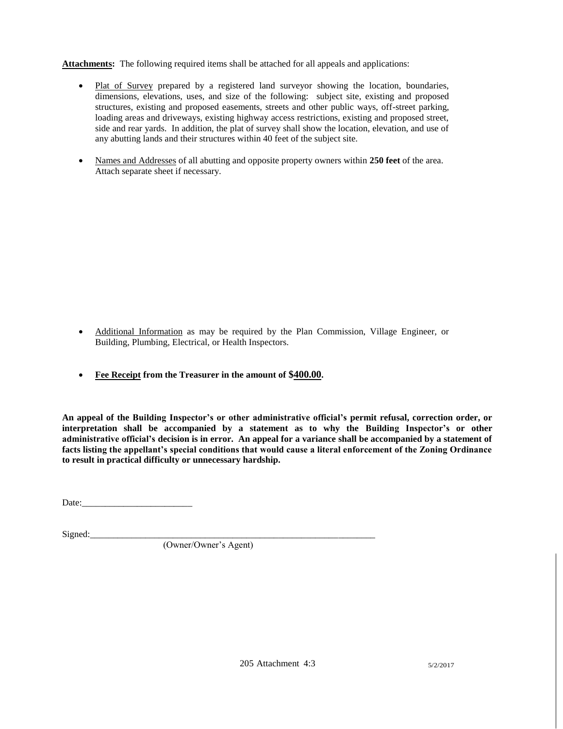**Attachments:** The following required items shall be attached for all appeals and applications:

- Plat of Survey prepared by a registered land surveyor showing the location, boundaries, dimensions, elevations, uses, and size of the following: subject site, existing and proposed structures, existing and proposed easements, streets and other public ways, off-street parking, loading areas and driveways, existing highway access restrictions, existing and proposed street, side and rear yards. In addition, the plat of survey shall show the location, elevation, and use of any abutting lands and their structures within 40 feet of the subject site.

- Names and Addresses of all abutting and opposite property owners within **250 feet** of the area. Attach separate sheet if necessary.

- Additional Information as may be required by the Plan Commission, Village Engineer, or Building, Plumbing, Electrical, or Health Inspectors.

- **Fee Receipt from the Treasurer in the amount of $400.00.**

**An appeal of the Building Inspector's or other administrative official's permit refusal, correction order, or interpretation shall be accompanied by a statement as to why the Building Inspector's or other administrative official's decision is in error. An appeal for a variance shall be accompanied by a statement of facts listing the appellant's special conditions that would cause a literal enforcement of the Zoning Ordinance to result in practical difficulty or unnecessary hardship.**

Date:________________________

Signed:_____________________________________________________________
(Owner/Owner's Agent)

205 Attachment 4:3 5/2/2017